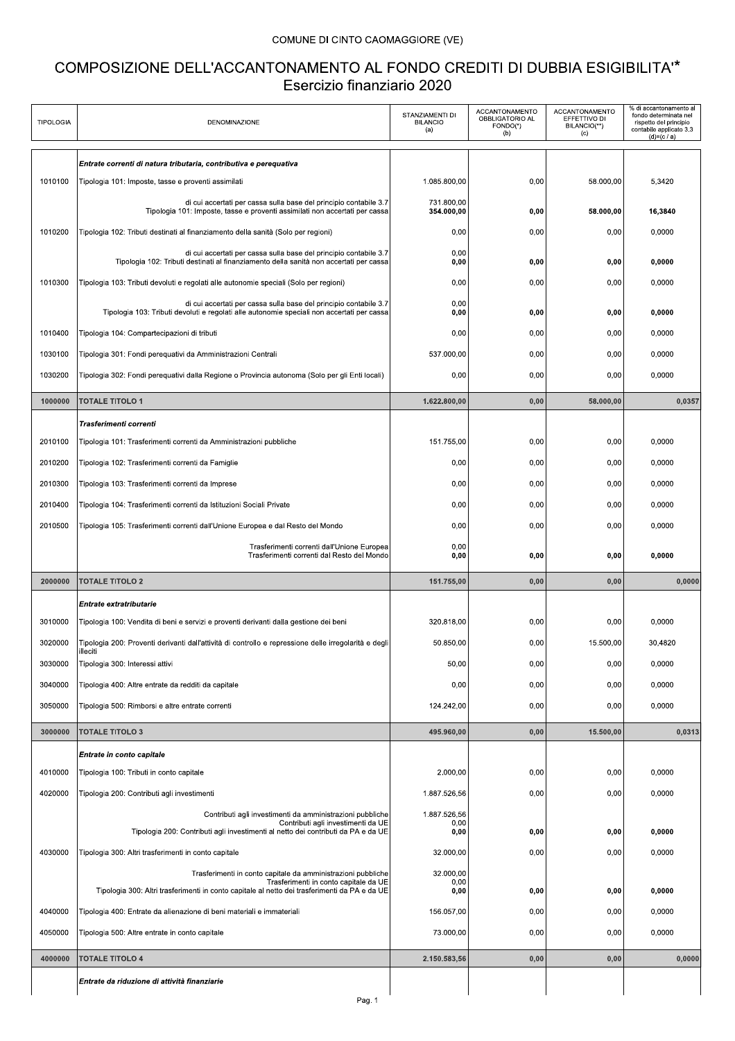COMUNE DI CINTO CAOMAGGIORE (VE)

# COMPOSIZIONE DELL'ACCANTONAMENTO AL FONDO CREDITI DI DUBBIA ESIGIBILITA'*

## Esercizio finanziario 2020

| TIPOLOGIA | DENOMINAZIONE | STANZIAMENTI DI BILANCIO (a) | ACCANTONAMENTO OBBLIGATORIO AL FONDO(*) (b) | ACCANTONAMENTO EFFETTIVO DI BILANCIO(**) (c) | % di accantonamento al fondo determinata nel rispetto del principio contabile applicato 3.3 (d)=(c / a) |
|---|---|---|---|---|---|
| | ***Entrate correnti di natura tributaria, contributiva e perequativa*** | | | | |
| 1010100 | Tipologia 101: Imposte, tasse e proventi assimilati | 1.085.800,00 | 0,00 | 58.000,00 | 5,3420 |
| | di cui accertati per cassa sulla base del principio contabile 3.7 | 731.800,00 | | | |
| | Tipologia 101: Imposte, tasse e proventi assimilati non accertati per cassa | **354.000,00** | **0,00** | **58.000,00** | **16,3840** |
| 1010200 | Tipologia 102: Tributi destinati al finanziamento della sanità (Solo per regioni) | 0,00 | 0,00 | 0,00 | 0,0000 |
| | di cui accertati per cassa sulla base del principio contabile 3.7 | 0,00 | | | |
| | Tipologia 102: Tributi destinati al finanziamento della sanità non accertati per cassa | **0,00** | **0,00** | **0,00** | **0,0000** |
| 1010300 | Tipologia 103: Tributi devoluti e regolati alle autonomie speciali (Solo per regioni) | 0,00 | 0,00 | 0,00 | 0,0000 |
| | di cui accertati per cassa sulla base del principio contabile 3.7 | 0,00 | | | |
| | Tipologia 103: Tributi devoluti e regolati alle autonomie speciali non accertati per cassa | **0,00** | **0,00** | **0,00** | **0,0000** |
| 1010400 | Tipologia 104: Compartecipazioni di tributi | 0,00 | 0,00 | 0,00 | 0,0000 |
| 1030100 | Tipologia 301: Fondi perequativi da Amministrazioni Centrali | 537.000,00 | 0,00 | 0,00 | 0,0000 |
| 1030200 | Tipologia 302: Fondi perequativi dalla Regione o Provincia autonoma (Solo per gli Enti locali) | 0,00 | 0,00 | 0,00 | 0,0000 |
| **1000000** | **TOTALE TITOLO 1** | **1.622.800,00** | **0,00** | **58.000,00** | **0,0357** |
| | ***Trasferimenti correnti*** | | | | |
| 2010100 | Tipologia 101: Trasferimenti correnti da Amministrazioni pubbliche | 151.755,00 | 0,00 | 0,00 | 0,0000 |
| 2010200 | Tipologia 102: Trasferimenti correnti da Famiglie | 0,00 | 0,00 | 0,00 | 0,0000 |
| 2010300 | Tipologia 103: Trasferimenti correnti da Imprese | 0,00 | 0,00 | 0,00 | 0,0000 |
| 2010400 | Tipologia 104: Trasferimenti correnti da Istituzioni Sociali Private | 0,00 | 0,00 | 0,00 | 0,0000 |
| 2010500 | Tipologia 105: Trasferimenti correnti dall'Unione Europea e dal Resto del Mondo | 0,00 | 0,00 | 0,00 | 0,0000 |
| | Trasferimenti correnti dall'Unione Europea | 0,00 | | | |
| | Trasferimenti correnti dal Resto del Mondo | **0,00** | **0,00** | **0,00** | **0,0000** |
| **2000000** | **TOTALE TITOLO 2** | **151.755,00** | **0,00** | **0,00** | **0,0000** |
| | ***Entrate extratributarie*** | | | | |
| 3010000 | Tipologia 100: Vendita di beni e servizi e proventi derivanti dalla gestione dei beni | 320.818,00 | 0,00 | 0,00 | 0,0000 |
| 3020000 | Tipologia 200: Proventi derivanti dall'attività di controllo e repressione delle irregolarità e degli illeciti | 50.850,00 | 0,00 | 15.500,00 | 30,4820 |
| 3030000 | Tipologia 300: Interessi attivi | 50,00 | 0,00 | 0,00 | 0,0000 |
| 3040000 | Tipologia 400: Altre entrate da redditi da capitale | 0,00 | 0,00 | 0,00 | 0,0000 |
| 3050000 | Tipologia 500: Rimborsi e altre entrate correnti | 124.242,00 | 0,00 | 0,00 | 0,0000 |
| **3000000** | **TOTALE TITOLO 3** | **495.960,00** | **0,00** | **15.500,00** | **0,0313** |
| | ***Entrate in conto capitale*** | | | | |
| 4010000 | Tipologia 100: Tributi in conto capitale | 2.000,00 | 0,00 | 0,00 | 0,0000 |
| 4020000 | Tipologia 200: Contributi agli investimenti | 1.887.526,56 | 0,00 | 0,00 | 0,0000 |
| | Contributi agli investimenti da amministrazioni pubbliche | 1.887.526,56 | | | |
| | Contributi agli investimenti da UE | 0,00 | | | |
| | Tipologia 200: Contributi agli investimenti al netto dei contributi da PA e da UE | **0,00** | **0,00** | **0,00** | **0,0000** |
| 4030000 | Tipologia 300: Altri trasferimenti in conto capitale | 32.000,00 | 0,00 | 0,00 | 0,0000 |
| | Trasferimenti in conto capitale da amministrazioni pubbliche | 32.000,00 | | | |
| | Trasferimenti in conto capitale da UE | 0,00 | | | |
| | Tipologia 300: Altri trasferimenti in conto capitale al netto dei trasferimenti da PA e da UE | **0,00** | **0,00** | **0,00** | **0,0000** |
| 4040000 | Tipologia 400: Entrate da alienazione di beni materiali e immateriali | 156.057,00 | 0,00 | 0,00 | 0,0000 |
| 4050000 | Tipologia 500: Altre entrate in conto capitale | 73.000,00 | 0,00 | 0,00 | 0,0000 |
| **4000000** | **TOTALE TITOLO 4** | **2.150.583,56** | **0,00** | **0,00** | **0,0000** |
| | ***Entrate da riduzione di attività finanziarie*** | | | | |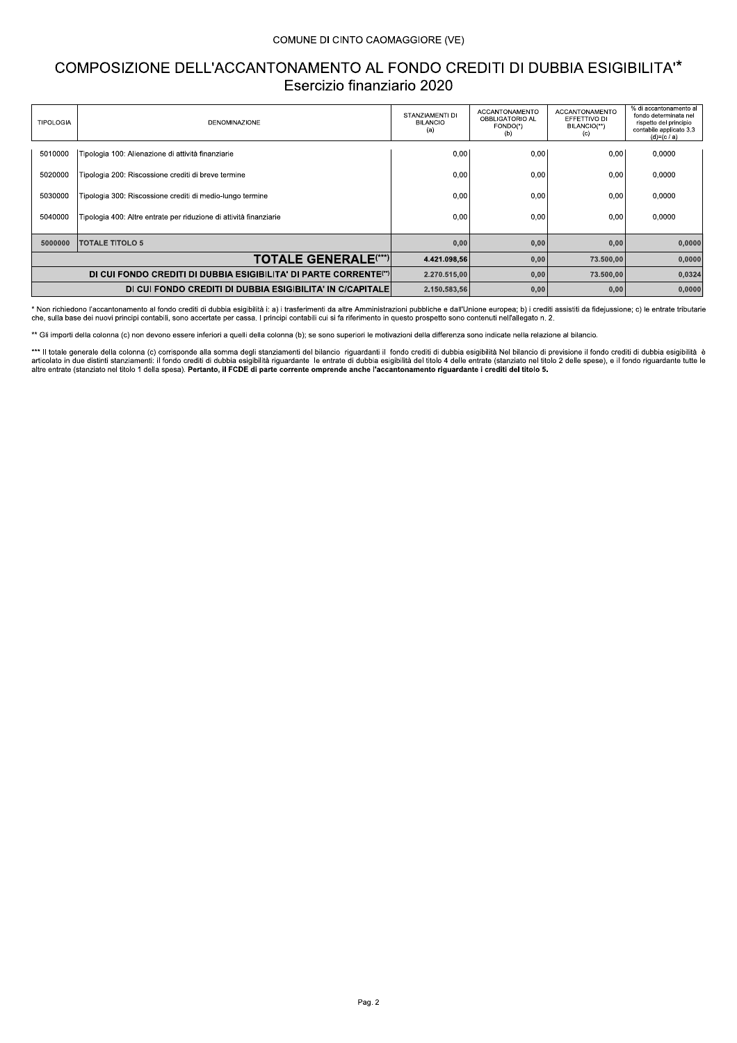COMUNE DI CINTO CAOMAGGIORE (VE)

# COMPOSIZIONE DELL'ACCANTONAMENTO AL FONDO CREDITI DI DUBBIA ESIGIBILITA'*

## Esercizio finanziario 2020

| TIPOLOGIA | DENOMINAZIONE | STANZIAMENTI DI BILANCIO (a) | ACCANTONAMENTO OBBLIGATORIO AL FONDO(*) (b) | ACCANTONAMENTO EFFETTIVO DI BILANCIO(**) (c) | % di accantonamento al fondo determinata nel rispetto del principio contabile applicato 3.3 (d)=(c / a) |
|---|---|---|---|---|---|
| 5010000 | Tipologia 100: Alienazione di attività finanziarie | 0,00 | 0,00 | 0,00 | 0,0000 |
| 5020000 | Tipologia 200: Riscossione crediti di breve termine | 0,00 | 0,00 | 0,00 | 0,0000 |
| 5030000 | Tipologia 300: Riscossione crediti di medio-lungo termine | 0,00 | 0,00 | 0,00 | 0,0000 |
| 5040000 | Tipologia 400: Altre entrate per riduzione di attività finanziarie | 0,00 | 0,00 | 0,00 | 0,0000 |
| **5000000** | **TOTALE TITOLO 5** | **0,00** | **0,00** | **0,00** | **0,0000** |
| | **TOTALE GENERALE(***)** | **4.421.098,56** | **0,00** | **73.500,00** | **0,0000** |
| | **DI CUI FONDO CREDITI DI DUBBIA ESIGIBILITA' DI PARTE CORRENTE(**)** | **2.270.515,00** | **0,00** | **73.500,00** | **0,0324** |
| | **DI CUI FONDO CREDITI DI DUBBIA ESIGIBILITA' IN C/CAPITALE** | **2.150.583,56** | **0,00** | **0,00** | **0,0000** |

* Non richiedono l'accantonamento al fondo crediti di dubbia esigibilità i: a) i trasferimenti da altre Amministrazioni pubbliche e dall'Unione europea; b) i crediti assistiti da fidejussione; c) le entrate tributarie che, sulla base dei nuovi principi contabili, sono accertate per cassa. I principi contabili cui si fa riferimento in questo prospetto sono contenuti nell'allegato n. 2.

** Gli importi della colonna (c) non devono essere inferiori a quelli della colonna (b); se sono superiori le motivazioni della differenza sono indicate nella relazione al bilancio.

*** Il totale generale della colonna (c) corrisponde alla somma degli stanziamenti del bilancio riguardanti il fondo crediti di dubbia esigibilità Nel bilancio di previsione il fondo crediti di dubbia esigibilità è articolato in due distinti stanziamenti: il fondo crediti di dubbia esigibilità riguardante le entrate di dubbia esigibilità del titolo 4 delle entrate (stanziato nel titolo 2 delle spese), e il fondo riguardante tutte le altre entrate (stanziato nel titolo 1 della spesa). **Pertanto, il FCDE di parte corrente comprende anche l'accantonamento riguardante i crediti del titolo 5.**